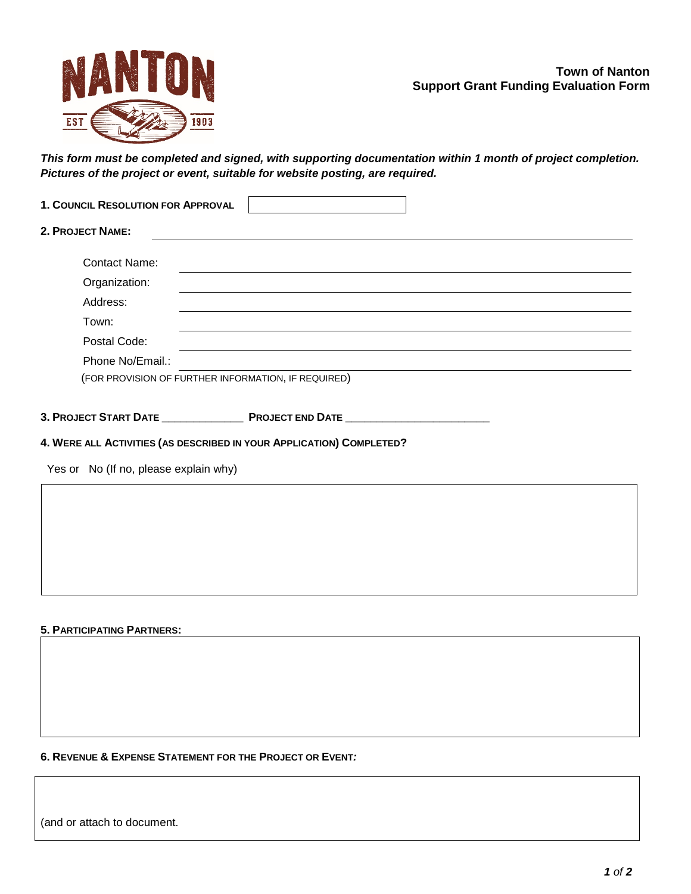**Town of Nanton**
**Support Grant Funding Evaluation Form**

***This form must be completed and signed, with supporting documentation within 1 month of project completion. Pictures of the project or event, suitable for website posting, are required.***

**1. COUNCIL RESOLUTION FOR APPROVAL** ____________________

**2. PROJECT NAME:** ____________________________________________

Contact Name: ____________________________________________

Organization: ____________________________________________

Address: ____________________________________________

Town: ____________________________________________

Postal Code: ____________________________________________

Phone No/Email.: ____________________________________________

(FOR PROVISION OF FURTHER INFORMATION, IF REQUIRED)

**3. PROJECT START DATE** _____________ **PROJECT END DATE** _______________________

**4. WERE ALL ACTIVITIES (AS DESCRIBED IN YOUR APPLICATION) COMPLETED?**

Yes or No (If no, please explain why)

**5. PARTICIPATING PARTNERS:**

**6. REVENUE & EXPENSE STATEMENT FOR THE PROJECT OR EVENT*:***

(and or attach to document.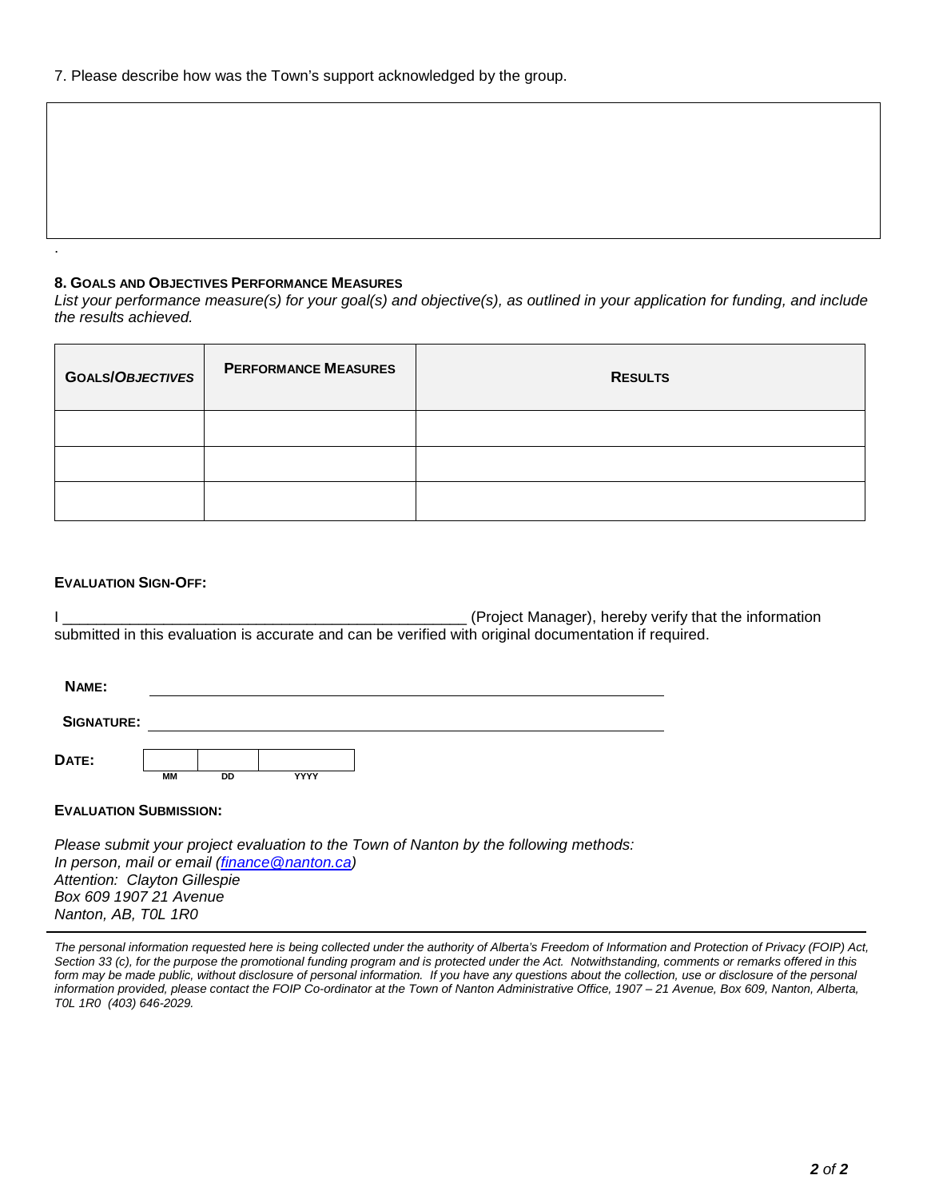7. Please describe how was the Town's support acknowledged by the group.

.

**8. Goals and Objectives Performance Measures**

*List your performance measure(s) for your goal(s) and objective(s), as outlined in your application for funding, and include the results achieved.*

| **Goals/*Objectives*** | **Performance Measures** | **Results** |
|---|---|---|
| | | |
| | | |
| | | |

**Evaluation Sign-Off:**

I _______________________________________________ (Project Manager), hereby verify that the information submitted in this evaluation is accurate and can be verified with original documentation if required.

**Name:** ______________________________________________

**Signature:** ______________________________________________

**Date:**

| | | |
|---|---|---|
| MM | DD | YYYY |

**Evaluation Submission:**

*Please submit your project evaluation to the Town of Nanton by the following methods:*
*In person, mail or email (finance@nanton.ca)*
*Attention: Clayton Gillespie*
*Box 609 1907 21 Avenue*
*Nanton, AB, T0L 1R0*

*The personal information requested here is being collected under the authority of Alberta's Freedom of Information and Protection of Privacy (FOIP) Act, Section 33 (c), for the purpose the promotional funding program and is protected under the Act. Notwithstanding, comments or remarks offered in this form may be made public, without disclosure of personal information. If you have any questions about the collection, use or disclosure of the personal information provided, please contact the FOIP Co-ordinator at the Town of Nanton Administrative Office, 1907 – 21 Avenue, Box 609, Nanton, Alberta, T0L 1R0 (403) 646-2029.*